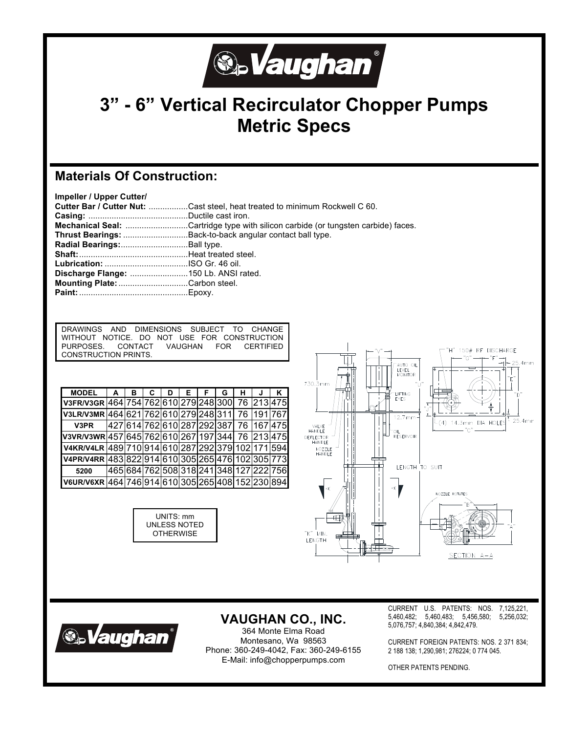# 3" - 6" Vertical Recirculator Chopper Pumps Metric Specs

## Materials Of Construction:

**Impeller / Upper Cutter/**
**Cutter Bar / Cutter Nut:** .................Cast steel, heat treated to minimum Rockwell C 60.
**Casing:** ...........................................Ductile cast iron.
**Mechanical Seal:** ...........................Cartridge type with silicon carbide (or tungsten carbide) faces.
**Thrust Bearings:** ............................Back-to-back angular contact ball type.
**Radial Bearings:**.............................Ball type.
**Shaft:**...............................................Heat treated steel.
**Lubrication:** ....................................ISO Gr. 46 oil.
**Discharge Flange:** .........................150 Lb. ANSI rated.
**Mounting Plate:**..............................Carbon steel.
**Paint:**...............................................Epoxy.

DRAWINGS AND DIMENSIONS SUBJECT TO CHANGE WITHOUT NOTICE. DO NOT USE FOR CONSTRUCTION PURPOSES. CONTACT VAUGHAN FOR CERTIFIED CONSTRUCTION PRINTS.

| MODEL | A | B | C | D | E | F | G | H | J | K |
|---|---|---|---|---|---|---|---|---|---|---|
| V3FR/V3GR | 464 | 754 | 762 | 610 | 279 | 248 | 300 | 76 | 213 | 475 |
| V3LR/V3MR | 464 | 621 | 762 | 610 | 279 | 248 | 311 | 76 | 191 | 767 |
| V3PR | 427 | 614 | 762 | 610 | 287 | 292 | 387 | 76 | 167 | 475 |
| V3VR/V3WR | 457 | 645 | 762 | 610 | 267 | 197 | 344 | 76 | 213 | 475 |
| V4KR/V4LR | 489 | 710 | 914 | 610 | 287 | 292 | 379 | 102 | 171 | 594 |
| V4PR/V4RR | 483 | 822 | 914 | 610 | 305 | 265 | 476 | 102 | 305 | 773 |
| 5200 | 465 | 684 | 762 | 508 | 318 | 241 | 348 | 127 | 222 | 756 |
| V6UR/V6XR | 464 | 746 | 914 | 610 | 305 | 265 | 408 | 152 | 230 | 894 |

UNITS: mm UNLESS NOTED OTHERWISE

"H" 150# RF DISCHARGE
"G" "F"
25.4mm
AUTO OIL LEVEL MONITOR
730.3mm
"V"
"U"
"E"
"D"
LIFTING EYES
"J"
12.7mm
(4) 14.3mm DIA HOLES
"C"
25.4mm
VALVE HANDLE
DEFLECTOR HANDLE
NOZZLE HANDLE
OIL RESERVOIR
LENGTH TO SUIT
A A
NOZZLE ROTATES
"B"
"A"
"K" MIN. LENGTH
SECTION A-A

## VAUGHAN CO., INC.

364 Monte Elma Road
Montesano, Wa 98563
Phone: 360-249-4042, Fax: 360-249-6155
E-Mail: info@chopperpumps.com

CURRENT U.S. PATENTS: NOS. 7,125,221, 5,460,482; 5,460,483; 5,456,580; 5,256,032; 5,076,757; 4,840,384; 4,842,479.

CURRENT FOREIGN PATENTS: NOS. 2 371 834; 2 188 138; 1,290,981; 276224; 0 774 045.

OTHER PATENTS PENDING.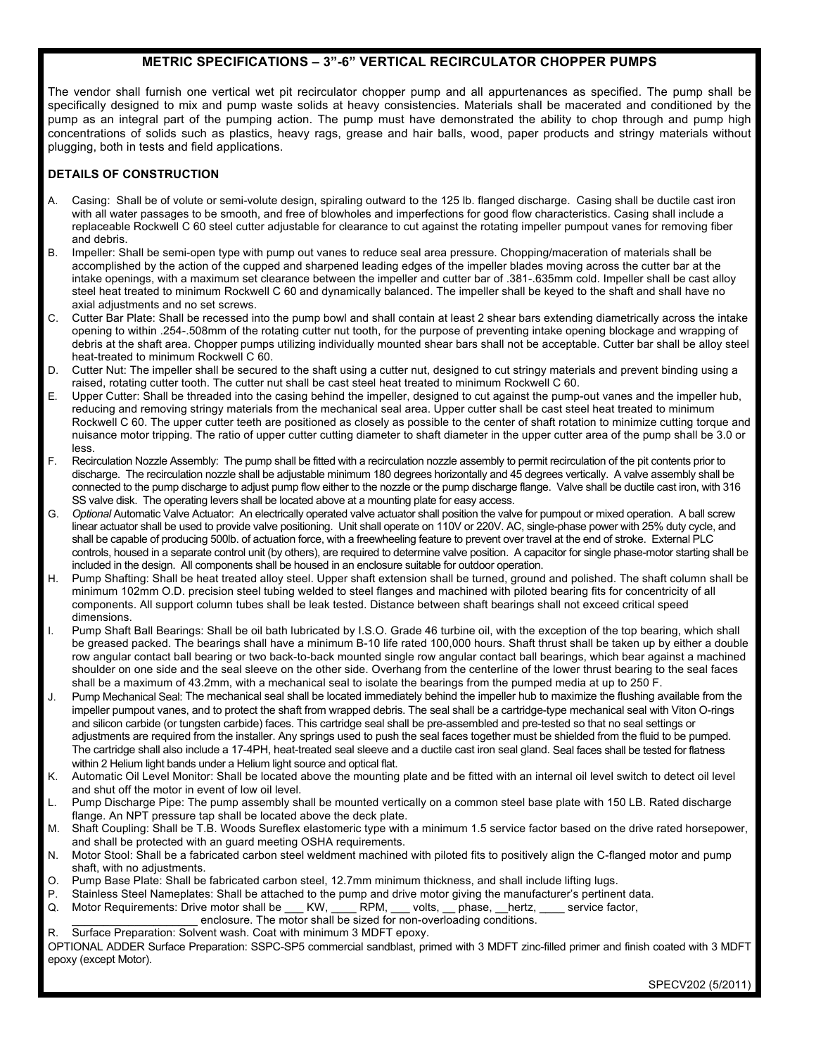## METRIC SPECIFICATIONS – 3"-6" VERTICAL RECIRCULATOR CHOPPER PUMPS

The vendor shall furnish one vertical wet pit recirculator chopper pump and all appurtenances as specified. The pump shall be specifically designed to mix and pump waste solids at heavy consistencies. Materials shall be macerated and conditioned by the pump as an integral part of the pumping action. The pump must have demonstrated the ability to chop through and pump high concentrations of solids such as plastics, heavy rags, grease and hair balls, wood, paper products and stringy materials without plugging, both in tests and field applications.

### DETAILS OF CONSTRUCTION

A. Casing: Shall be of volute or semi-volute design, spiraling outward to the 125 lb. flanged discharge. Casing shall be ductile cast iron with all water passages to be smooth, and free of blowholes and imperfections for good flow characteristics. Casing shall include a replaceable Rockwell C 60 steel cutter adjustable for clearance to cut against the rotating impeller pumpout vanes for removing fiber and debris.

B. Impeller: Shall be semi-open type with pump out vanes to reduce seal area pressure. Chopping/maceration of materials shall be accomplished by the action of the cupped and sharpened leading edges of the impeller blades moving across the cutter bar at the intake openings, with a maximum set clearance between the impeller and cutter bar of .381-.635mm cold. Impeller shall be cast alloy steel heat treated to minimum Rockwell C 60 and dynamically balanced. The impeller shall be keyed to the shaft and shall have no axial adjustments and no set screws.

C. Cutter Bar Plate: Shall be recessed into the pump bowl and shall contain at least 2 shear bars extending diametrically across the intake opening to within .254-.508mm of the rotating cutter nut tooth, for the purpose of preventing intake opening blockage and wrapping of debris at the shaft area. Chopper pumps utilizing individually mounted shear bars shall not be acceptable. Cutter bar shall be alloy steel heat-treated to minimum Rockwell C 60.

D. Cutter Nut: The impeller shall be secured to the shaft using a cutter nut, designed to cut stringy materials and prevent binding using a raised, rotating cutter tooth. The cutter nut shall be cast steel heat treated to minimum Rockwell C 60.

E. Upper Cutter: Shall be threaded into the casing behind the impeller, designed to cut against the pump-out vanes and the impeller hub, reducing and removing stringy materials from the mechanical seal area. Upper cutter shall be cast steel heat treated to minimum Rockwell C 60. The upper cutter teeth are positioned as closely as possible to the center of shaft rotation to minimize cutting torque and nuisance motor tripping. The ratio of upper cutter cutting diameter to shaft diameter in the upper cutter area of the pump shall be 3.0 or less.

F. Recirculation Nozzle Assembly: The pump shall be fitted with a recirculation nozzle assembly to permit recirculation of the pit contents prior to discharge. The recirculation nozzle shall be adjustable minimum 180 degrees horizontally and 45 degrees vertically. A valve assembly shall be connected to the pump discharge to adjust pump flow either to the nozzle or the pump discharge flange. Valve shall be ductile cast iron, with 316 SS valve disk. The operating levers shall be located above at a mounting plate for easy access.

G. *Optional* Automatic Valve Actuator: An electrically operated valve actuator shall position the valve for pumpout or mixed operation. A ball screw linear actuator shall be used to provide valve positioning. Unit shall operate on 110V or 220V. AC, single-phase power with 25% duty cycle, and shall be capable of producing 500lb. of actuation force, with a freewheeling feature to prevent over travel at the end of stroke. External PLC controls, housed in a separate control unit (by others), are required to determine valve position. A capacitor for single phase-motor starting shall be included in the design. All components shall be housed in an enclosure suitable for outdoor operation.

H. Pump Shafting: Shall be heat treated alloy steel. Upper shaft extension shall be turned, ground and polished. The shaft column shall be minimum 102mm O.D. precision steel tubing welded to steel flanges and machined with piloted bearing fits for concentricity of all components. All support column tubes shall be leak tested. Distance between shaft bearings shall not exceed critical speed dimensions.

I. Pump Shaft Ball Bearings: Shall be oil bath lubricated by I.S.O. Grade 46 turbine oil, with the exception of the top bearing, which shall be greased packed. The bearings shall have a minimum B-10 life rated 100,000 hours. Shaft thrust shall be taken up by either a double row angular contact ball bearing or two back-to-back mounted single row angular contact ball bearings, which bear against a machined shoulder on one side and the seal sleeve on the other side. Overhang from the centerline of the lower thrust bearing to the seal faces shall be a maximum of 43.2mm, with a mechanical seal to isolate the bearings from the pumped media at up to 250 F.

J. Pump Mechanical Seal: The mechanical seal shall be located immediately behind the impeller hub to maximize the flushing available from the impeller pumpout vanes, and to protect the shaft from wrapped debris. The seal shall be a cartridge-type mechanical seal with Viton O-rings and silicon carbide (or tungsten carbide) faces. This cartridge seal shall be pre-assembled and pre-tested so that no seal settings or adjustments are required from the installer. Any springs used to push the seal faces together must be shielded from the fluid to be pumped. The cartridge shall also include a 17-4PH, heat-treated seal sleeve and a ductile cast iron seal gland. Seal faces shall be tested for flatness within 2 Helium light bands under a Helium light source and optical flat.

K. Automatic Oil Level Monitor: Shall be located above the mounting plate and be fitted with an internal oil level switch to detect oil level and shut off the motor in event of low oil level.

L. Pump Discharge Pipe: The pump assembly shall be mounted vertically on a common steel base plate with 150 LB. Rated discharge flange. An NPT pressure tap shall be located above the deck plate.

M. Shaft Coupling: Shall be T.B. Woods Sureflex elastomeric type with a minimum 1.5 service factor based on the drive rated horsepower, and shall be protected with an guard meeting OSHA requirements.

N. Motor Stool: Shall be a fabricated carbon steel weldment machined with piloted fits to positively align the C-flanged motor and pump shaft, with no adjustments.

O. Pump Base Plate: Shall be fabricated carbon steel, 12.7mm minimum thickness, and shall include lifting lugs.

P. Stainless Steel Nameplates: Shall be attached to the pump and drive motor giving the manufacturer's pertinent data.

Q. Motor Requirements: Drive motor shall be ___ KW, ____ RPM, ___ volts, __ phase, __hertz, ____ service factor, ____________________ enclosure. The motor shall be sized for non-overloading conditions.

R. Surface Preparation: Solvent wash. Coat with minimum 3 MDFT epoxy.

OPTIONAL ADDER Surface Preparation: SSPC-SP5 commercial sandblast, primed with 3 MDFT zinc-filled primer and finish coated with 3 MDFT epoxy (except Motor).

SPECV202 (5/2011)